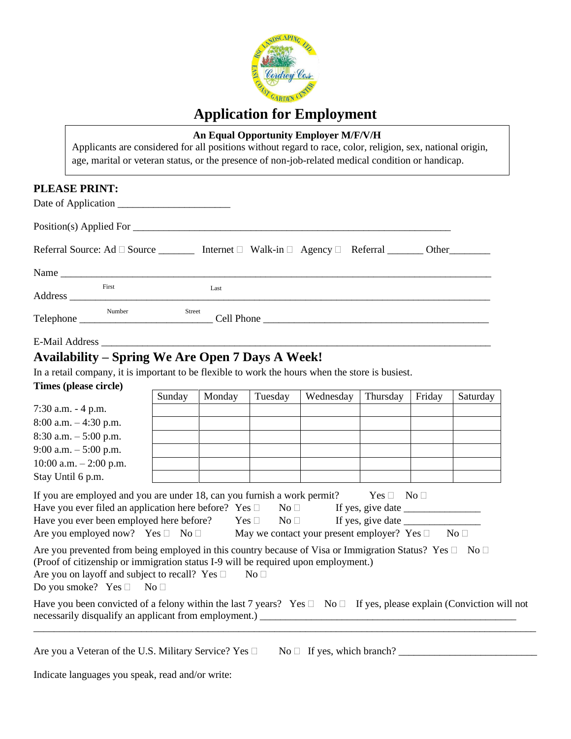# Application for Employment

**An Equal Opportunity Employer M/F/V/H**

Applicants are considered for all positions without regard to race, color, religion, sex, national origin, age, marital or veteran status, or the presence of non-job-related medical condition or handicap.

**PLEASE PRINT:**

Date of Application ______________________

Position(s) Applied For ________________________________________________________________

Referral Source: Ad ☐ Source _______ Internet ☐ Walk-in ☐ Agency ☐ Referral _______ Other________

Name ____________________________________________________________________________
First Last

Address __________________________________________________________________________
Number Street

Telephone _________________________ Cell Phone _____________________________________________

E-Mail Address ______________________________________________________________________________

## Availability – Spring We Are Open 7 Days A Week!

In a retail company, it is important to be flexible to work the hours when the store is busiest.

**Times (please circle)**

| | Sunday | Monday | Tuesday | Wednesday | Thursday | Friday | Saturday |
|---|---|---|---|---|---|---|---|
| 7:30 a.m. - 4 p.m. | | | | | | | |
| 8:00 a.m. – 4:30 p.m. | | | | | | | |
| 8:30 a.m. – 5:00 p.m. | | | | | | | |
| 9:00 a.m. – 5:00 p.m. | | | | | | | |
| 10:00 a.m. – 2:00 p.m. | | | | | | | |
| Stay Until 6 p.m. | | | | | | | |

If you are employed and you are under 18, can you furnish a work permit? Yes ☐ No ☐

Have you ever filed an application here before? Yes ☐ No ☐ If yes, give date _______________

Have you ever been employed here before? Yes ☐ No ☐ If yes, give date _______________

Are you employed now? Yes ☐ No ☐ May we contact your present employer? Yes ☐ No ☐

Are you prevented from being employed in this country because of Visa or Immigration Status? Yes ☐ No ☐
(Proof of citizenship or immigration status I-9 will be required upon employment.)

Are you on layoff and subject to recall? Yes ☐ No ☐

Do you smoke? Yes ☐ No ☐

Have you been convicted of a felony within the last 7 years? Yes ☐ No ☐ If yes, please explain (Conviction will not necessarily disqualify an applicant from employment.) ____________________________________________________
_____________________________________________________________________________________________

Are you a Veteran of the U.S. Military Service? Yes ☐ No ☐ If yes, which branch? ___________________________

Indicate languages you speak, read and/or write: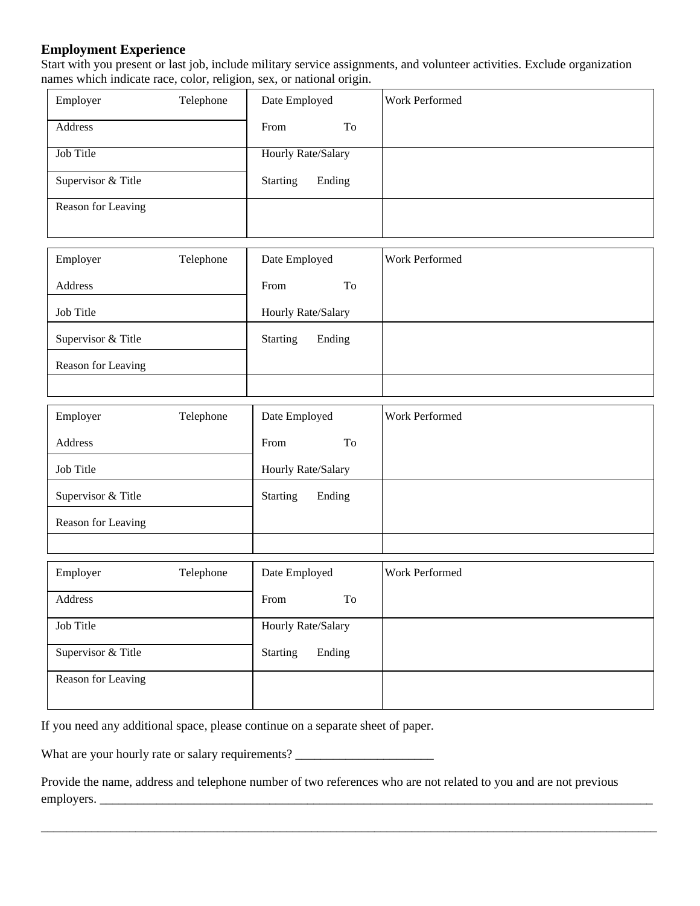### Employment Experience

Start with you present or last job, include military service assignments, and volunteer activities. Exclude organization names which indicate race, color, religion, sex, or national origin.

| Employer Telephone | Date Employed | Work Performed |
|---|---|---|
| Address | From To | |
| Job Title | Hourly Rate/Salary | |
| Supervisor & Title | Starting Ending | |
| Reason for Leaving | | |

| Employer Telephone | Date Employed | Work Performed |
|---|---|---|
| Address | From To | |
| Job Title | Hourly Rate/Salary | |
| Supervisor & Title | Starting Ending | |
| Reason for Leaving | | |
| | | |

| Employer Telephone | Date Employed | Work Performed |
|---|---|---|
| Address | From To | |
| Job Title | Hourly Rate/Salary | |
| Supervisor & Title | Starting Ending | |
| Reason for Leaving | | |
| | | |

| Employer Telephone | Date Employed | Work Performed |
|---|---|---|
| Address | From To | |
| Job Title | Hourly Rate/Salary | |
| Supervisor & Title | Starting Ending | |
| Reason for Leaving | | |

If you need any additional space, please continue on a separate sheet of paper.

What are your hourly rate or salary requirements? ______________________

Provide the name, address and telephone number of two references who are not related to you and are not previous employers. ______________________________________________________________________________

______________________________________________________________________________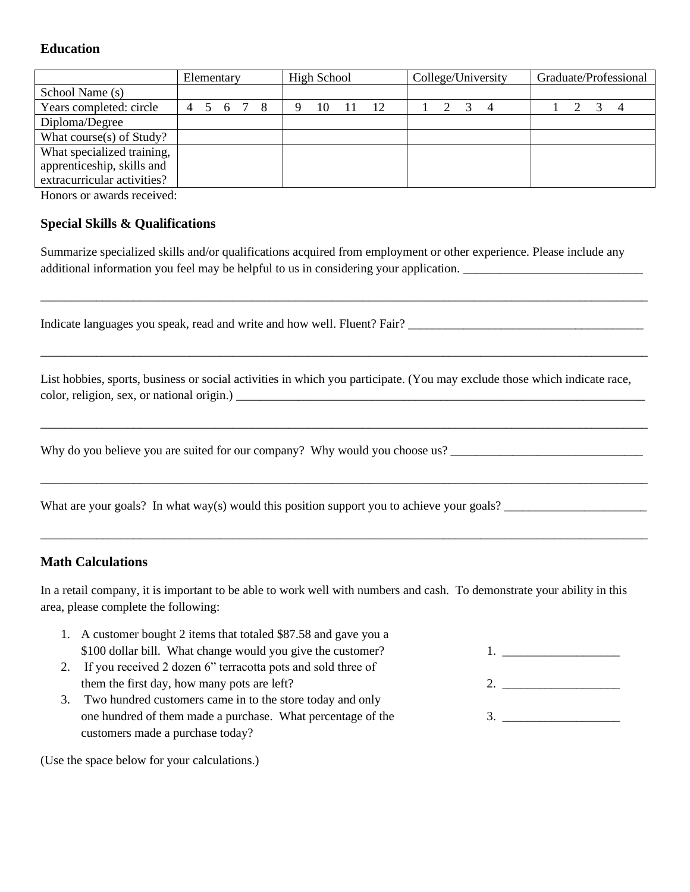## Education

| | Elementary | High School | College/University | Graduate/Professional |
|---|---|---|---|---|
| School Name (s) | | | | |
| Years completed: circle | 4 5 6 7 8 | 9 10 11 12 | 1 2 3 4 | 1 2 3 4 |
| Diploma/Degree | | | | |
| What course(s) of Study? | | | | |
| What specialized training, apprenticeship, skills and extracurricular activities? | | | | |

Honors or awards received:

## Special Skills & Qualifications

Summarize specialized skills and/or qualifications acquired from employment or other experience. Please include any additional information you feel may be helpful to us in considering your application. _____________________________

_____________________________________________________________________________________________

Indicate languages you speak, read and write and how well. Fluent? Fair? _______________________________________

_____________________________________________________________________________________________

List hobbies, sports, business or social activities in which you participate. (You may exclude those which indicate race, color, religion, sex, or national origin.) ______________________________________________________________________

_____________________________________________________________________________________________

Why do you believe you are suited for our company? Why would you choose us? _______________________________

_____________________________________________________________________________________________

What are your goals? In what way(s) would this position support you to achieve your goals? _______________________

_____________________________________________________________________________________________

## Math Calculations

In a retail company, it is important to be able to work well with numbers and cash. To demonstrate your ability in this area, please complete the following:

1. A customer bought 2 items that totaled $87.58 and gave you a $100 dollar bill. What change would you give the customer? 1. __________________
2. If you received 2 dozen 6" terracotta pots and sold three of them the first day, how many pots are left? 2. __________________
3. Two hundred customers came in to the store today and only one hundred of them made a purchase. What percentage of the customers made a purchase today? 3. __________________

(Use the space below for your calculations.)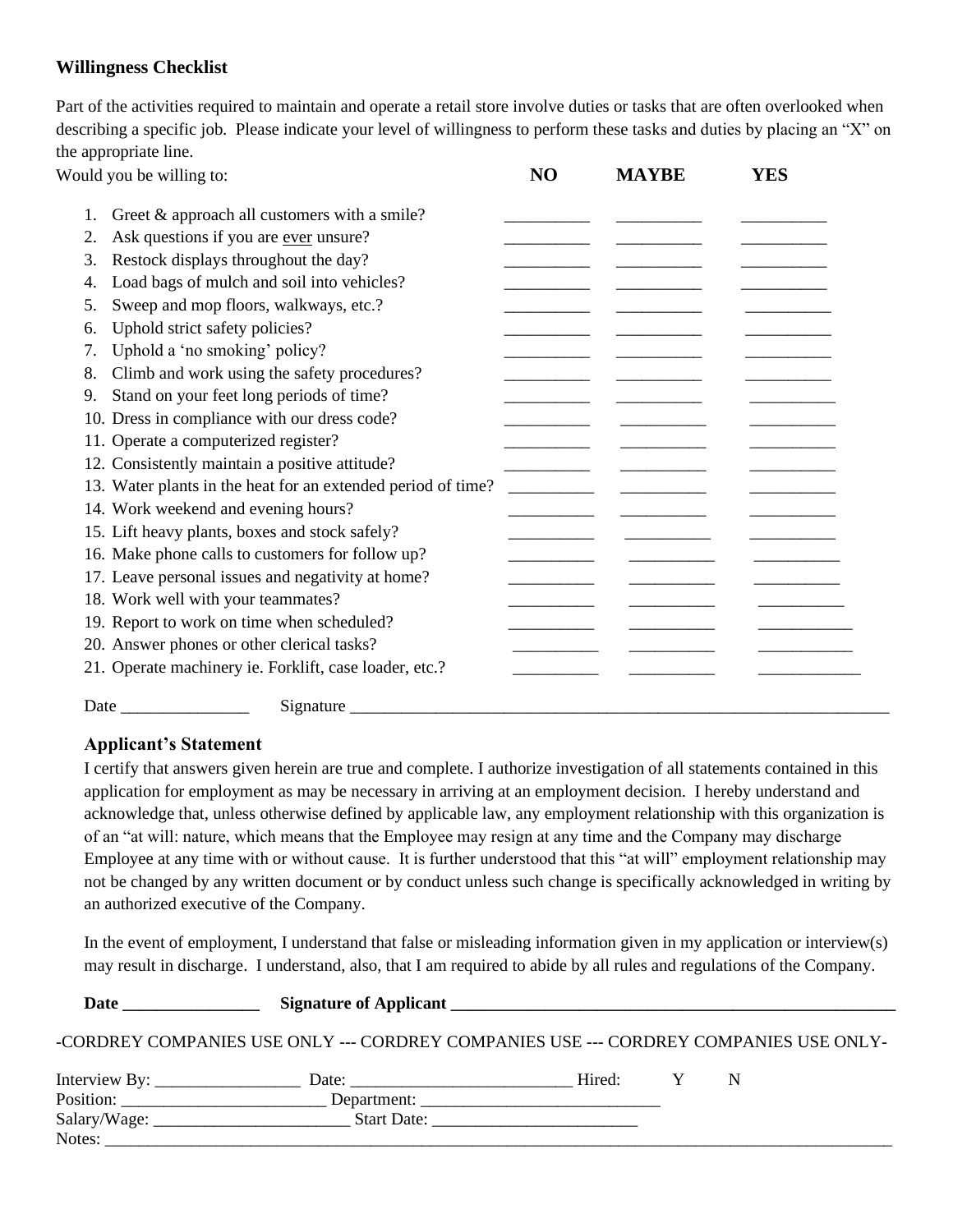## Willingness Checklist

Part of the activities required to maintain and operate a retail store involve duties or tasks that are often overlooked when describing a specific job. Please indicate your level of willingness to perform these tasks and duties by placing an "X" on the appropriate line.

| Would you be willing to: | NO | MAYBE | YES |
|---|---|---|---|
| 1. Greet & approach all customers with a smile? | __________ | __________ | __________ |
| 2. Ask questions if you are <u>ever</u> unsure? | __________ | __________ | __________ |
| 3. Restock displays throughout the day? | __________ | __________ | __________ |
| 4. Load bags of mulch and soil into vehicles? | __________ | __________ | __________ |
| 5. Sweep and mop floors, walkways, etc.? | __________ | __________ | __________ |
| 6. Uphold strict safety policies? | __________ | __________ | __________ |
| 7. Uphold a 'no smoking' policy? | __________ | __________ | __________ |
| 8. Climb and work using the safety procedures? | __________ | __________ | __________ |
| 9. Stand on your feet long periods of time? | __________ | __________ | __________ |
| 10. Dress in compliance with our dress code? | __________ | __________ | __________ |
| 11. Operate a computerized register? | __________ | __________ | __________ |
| 12. Consistently maintain a positive attitude? | __________ | __________ | __________ |
| 13. Water plants in the heat for an extended period of time? | __________ | __________ | __________ |
| 14. Work weekend and evening hours? | __________ | __________ | __________ |
| 15. Lift heavy plants, boxes and stock safely? | __________ | __________ | __________ |
| 16. Make phone calls to customers for follow up? | __________ | __________ | __________ |
| 17. Leave personal issues and negativity at home? | __________ | __________ | __________ |
| 18. Work well with your teammates? | __________ | __________ | __________ |
| 19. Report to work on time when scheduled? | __________ | __________ | __________ |
| 20. Answer phones or other clerical tasks? | __________ | __________ | __________ |
| 21. Operate machinery ie. Forklift, case loader, etc.? | __________ | __________ | __________ |

Date _______________ Signature ____________________________________________________________________

### Applicant's Statement

I certify that answers given herein are true and complete. I authorize investigation of all statements contained in this application for employment as may be necessary in arriving at an employment decision. I hereby understand and acknowledge that, unless otherwise defined by applicable law, any employment relationship with this organization is of an "at will: nature, which means that the Employee may resign at any time and the Company may discharge Employee at any time with or without cause. It is further understood that this "at will" employment relationship may not be changed by any written document or by conduct unless such change is specifically acknowledged in writing by an authorized executive of the Company.

In the event of employment, I understand that false or misleading information given in my application or interview(s) may result in discharge. I understand, also, that I am required to abide by all rules and regulations of the Company.

**Date ________________ Signature of Applicant _______________________________________________________**

-CORDREY COMPANIES USE ONLY --- CORDREY COMPANIES USE --- CORDREY COMPANIES USE ONLY-

Interview By: _________________ Date: __________________________ Hired: Y N
Position: _________________________ Department: ____________________________
Salary/Wage: ________________________ Start Date: _________________________
Notes: ______________________________________________________________________________________________